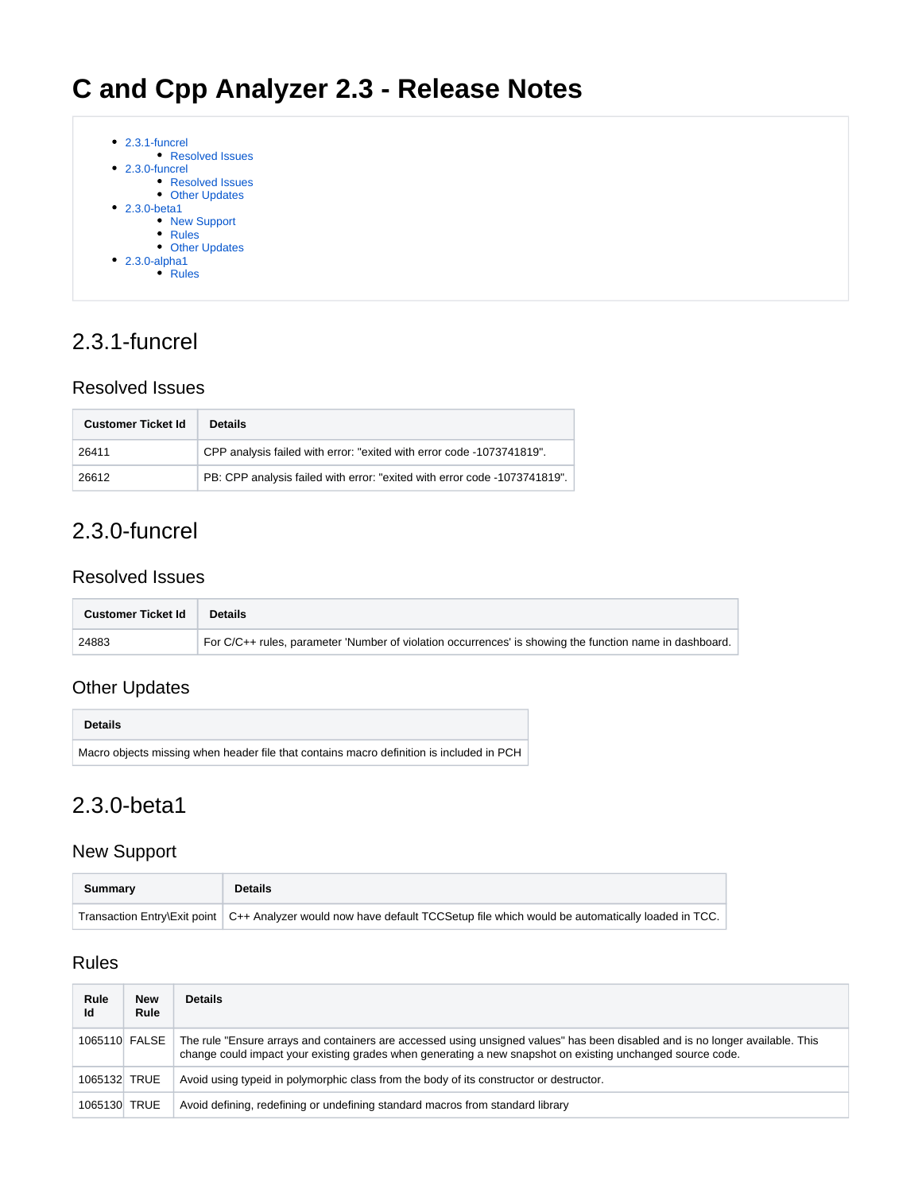# C and Cpp Analyzer 2.3 - Release Notes

- 2.3.1-funcrel
  - Resolved Issues
- 2.3.0-funcrel
  - Resolved Issues
  - Other Updates
- 2.3.0-beta1
  - New Support
  - Rules
  - Other Updates
- 2.3.0-alpha1
  - Rules

## 2.3.1-funcrel

### Resolved Issues

| Customer Ticket Id | Details |
| --- | --- |
| 26411 | CPP analysis failed with error: "exited with error code -1073741819". |
| 26612 | PB: CPP analysis failed with error: "exited with error code -1073741819". |

## 2.3.0-funcrel

### Resolved Issues

| Customer Ticket Id | Details |
| --- | --- |
| 24883 | For C/C++ rules, parameter 'Number of violation occurrences' is showing the function name in dashboard. |

### Other Updates

| Details |
| --- |
| Macro objects missing when header file that contains macro definition is included in PCH |

## 2.3.0-beta1

### New Support

| Summary | Details |
| --- | --- |
| Transaction Entry\Exit point | C++ Analyzer would now have default TCCSetup file which would be automatically loaded in TCC. |

### Rules

| Rule Id | New Rule | Details |
| --- | --- | --- |
| 1065110 | FALSE | The rule "Ensure arrays and containers are accessed using unsigned values" has been disabled and is no longer available. This change could impact your existing grades when generating a new snapshot on existing unchanged source code. |
| 1065132 | TRUE | Avoid using typeid in polymorphic class from the body of its constructor or destructor. |
| 1065130 | TRUE | Avoid defining, redefining or undefining standard macros from standard library |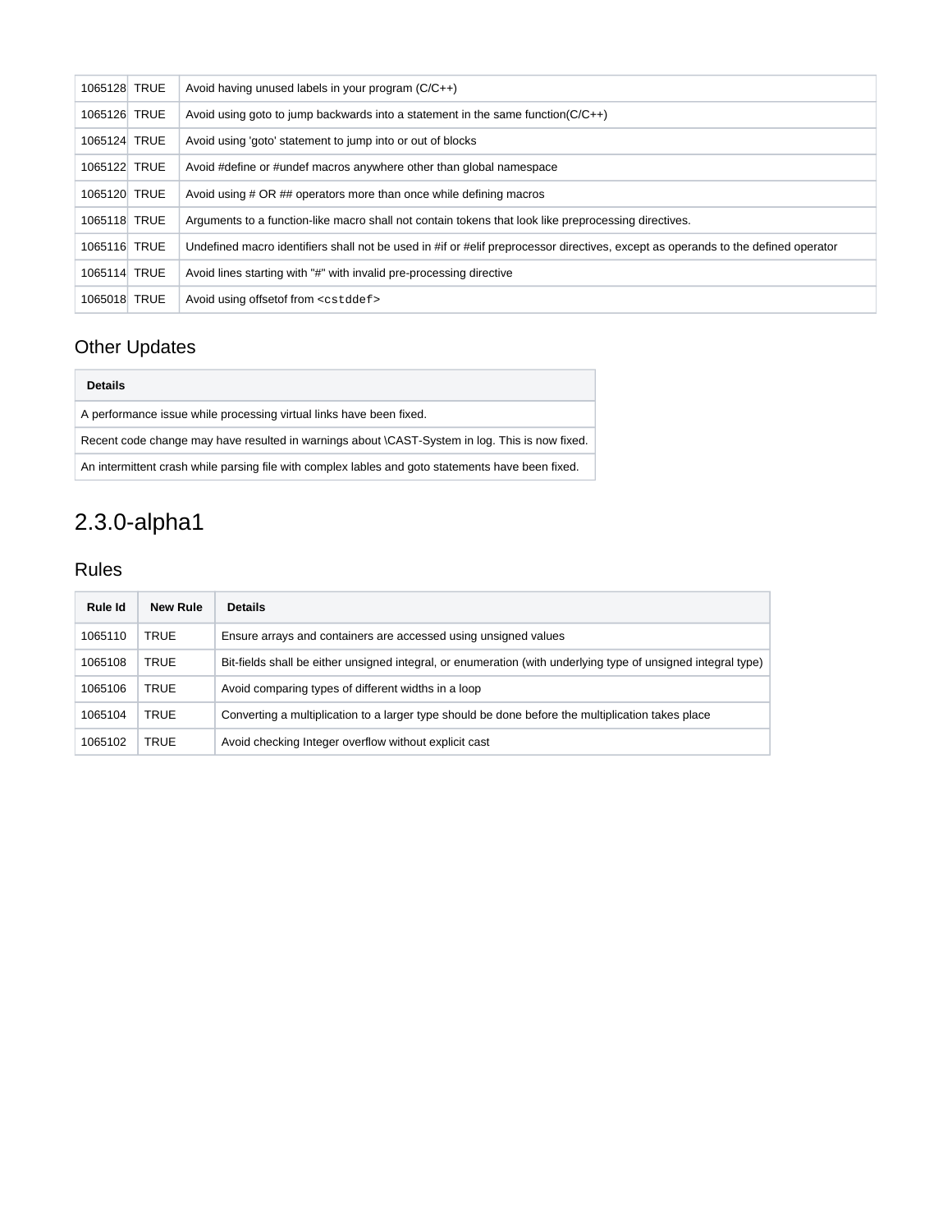| | | |
|---|---|---|
| 1065128 | TRUE | Avoid having unused labels in your program (C/C++) |
| 1065126 | TRUE | Avoid using goto to jump backwards into a statement in the same function(C/C++) |
| 1065124 | TRUE | Avoid using 'goto' statement to jump into or out of blocks |
| 1065122 | TRUE | Avoid #define or #undef macros anywhere other than global namespace |
| 1065120 | TRUE | Avoid using # OR ## operators more than once while defining macros |
| 1065118 | TRUE | Arguments to a function-like macro shall not contain tokens that look like preprocessing directives. |
| 1065116 | TRUE | Undefined macro identifiers shall not be used in #if or #elif preprocessor directives, except as operands to the defined operator |
| 1065114 | TRUE | Avoid lines starting with "#" with invalid pre-processing directive |
| 1065018 | TRUE | Avoid using offsetof from `<cstddef>` |

### Other Updates

| Details |
|---|
| A performance issue while processing virtual links have been fixed. |
| Recent code change may have resulted in warnings about \CAST-System in log. This is now fixed. |
| An intermittent crash while parsing file with complex lables and goto statements have been fixed. |

## 2.3.0-alpha1

### Rules

| Rule Id | New Rule | Details |
|---|---|---|
| 1065110 | TRUE | Ensure arrays and containers are accessed using unsigned values |
| 1065108 | TRUE | Bit-fields shall be either unsigned integral, or enumeration (with underlying type of unsigned integral type) |
| 1065106 | TRUE | Avoid comparing types of different widths in a loop |
| 1065104 | TRUE | Converting a multiplication to a larger type should be done before the multiplication takes place |
| 1065102 | TRUE | Avoid checking Integer overflow without explicit cast |